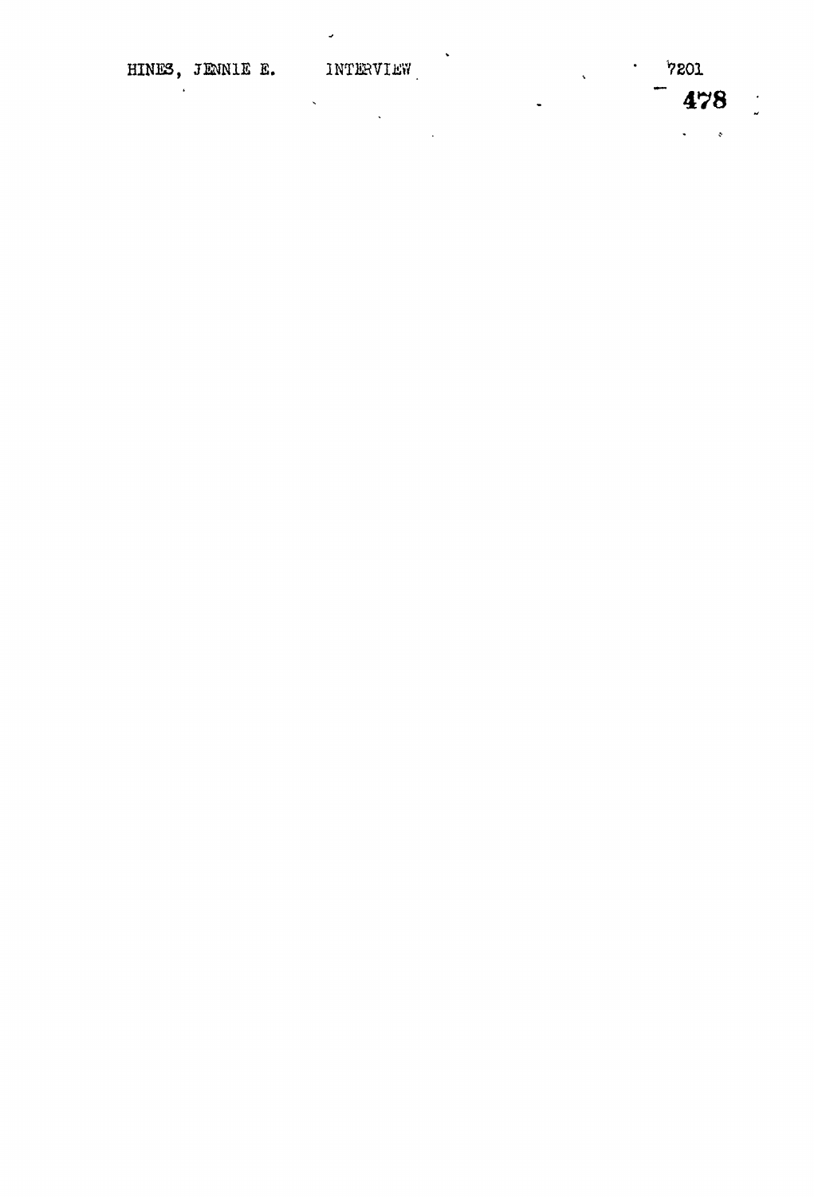HINES, JENNIE E. INTERVIEW 7201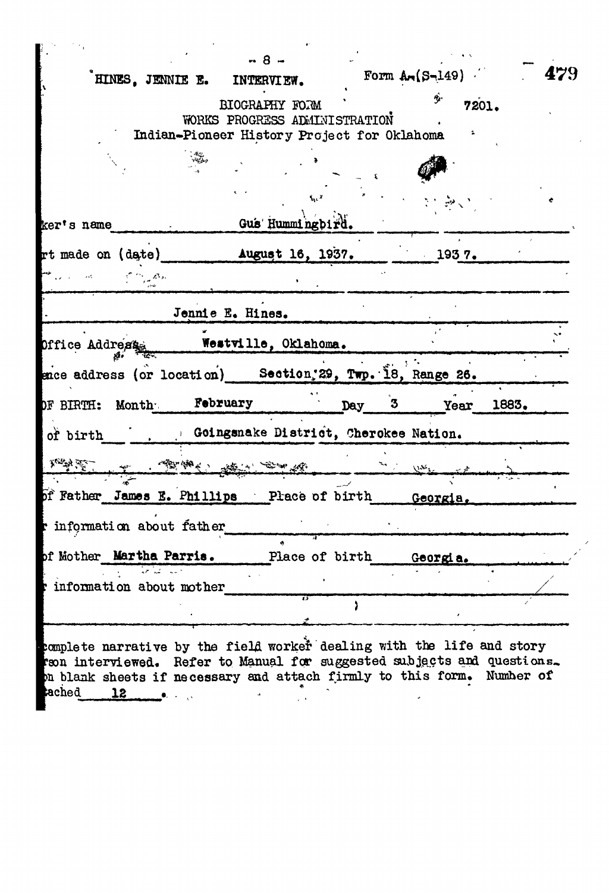HINES, JENNIE E. INTERVIEW.

Form A-(S-149)

7201.

BIOGRAPHY FORM
WORKS PROGRESS ADMINISTRATION
Indian-Pioneer History Project for Oklahoma

ker's name Gus Hummingbird.

rt made on (date) August 16, 1937. 1937.

Jennie E. Hines.

Office Address Westville, Oklahoma.

ence address (or location) Section 29, Twp. 18, Range 26.

OF BIRTH: Month February Day 3 Year 1883.

of birth Goingsnake District, Cherokee Nation.

of Father James E. Phillips Place of birth Georgia.

r information about father

of Mother Martha Parris. Place of birth Georgia.

r information about mother

complete narrative by the field worker dealing with the life and story rson interviewed. Refer to Manual for suggested subjects and questions. n blank sheets if necessary and attach firmly to this form. Number of ached 12.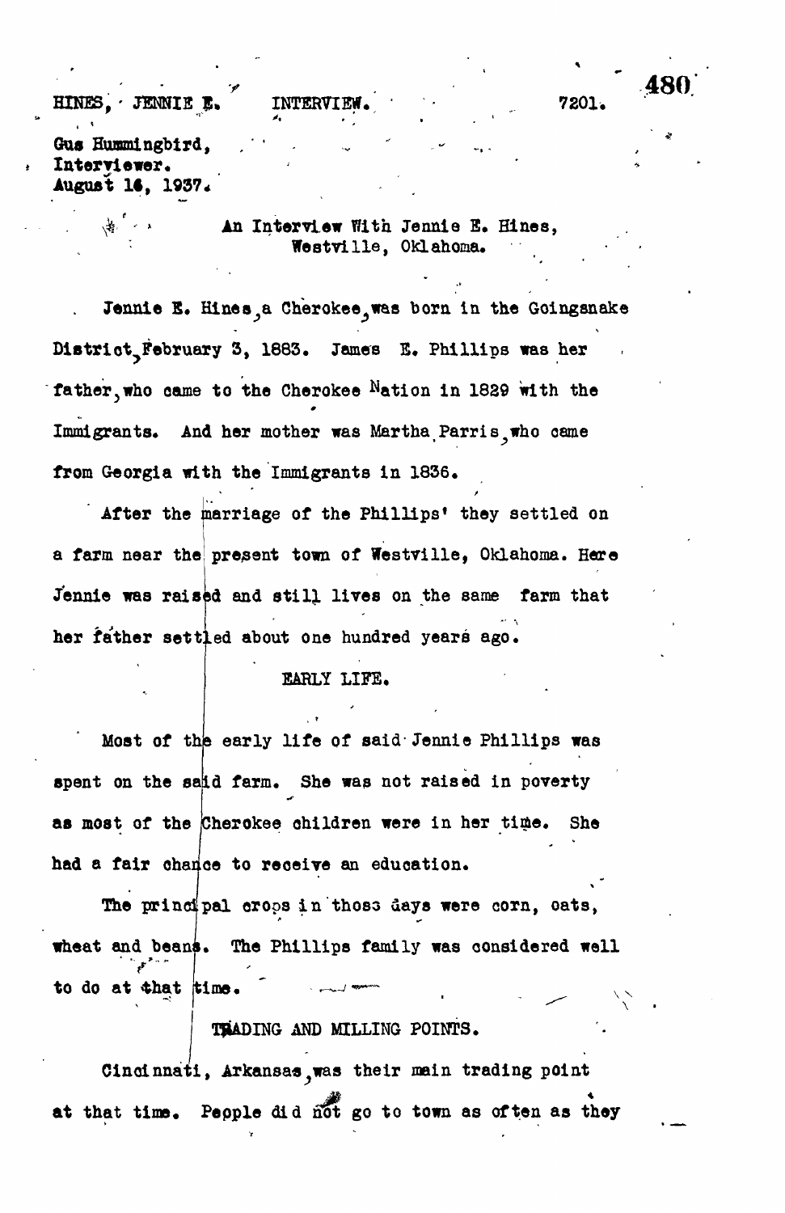HINES, JENNIE E. INTERVIEW. 7201.

Gus Hummingbird,
Interviewer.
August 16, 1937.

An Interview With Jennie E. Hines,
Westville, Oklahoma.

Jennie E. Hines, a Cherokee, was born in the Goingsnake District, February 3, 1883. James E. Phillips was her father, who came to the Cherokee Nation in 1829 with the Immigrants. And her mother was Martha Parris, who came from Georgia with the Immigrants in 1836.

After the marriage of the Phillips' they settled on a farm near the present town of Westville, Oklahoma. Here Jennie was raised and still lives on the same farm that her father settled about one hundred years ago.

## EARLY LIFE.

Most of the early life of said Jennie Phillips was spent on the said farm. She was not raised in poverty as most of the Cherokee children were in her time. She had a fair chance to receive an education.

The principal crops in those days were corn, oats, wheat and beans. The Phillips family was considered well to do at that time.

## TRADING AND MILLING POINTS.

Cincinnati, Arkansas, was their main trading point at that time. People did not go to town as often as they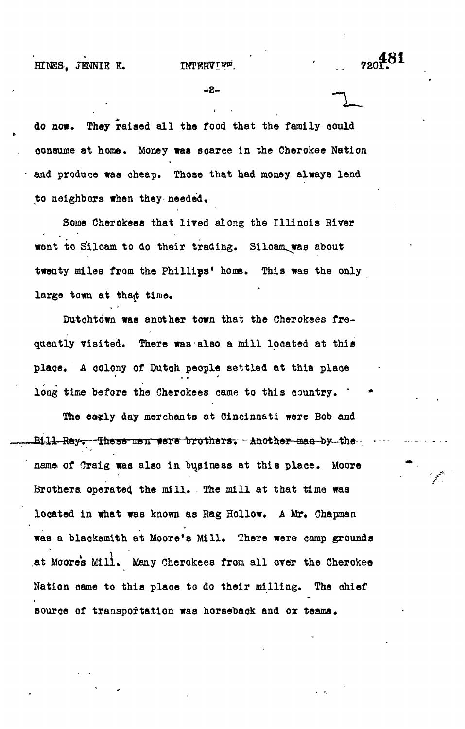do now. They raised all the food that the family could consume at home. Money was scarce in the Cherokee Nation and produce was cheap. Those that had money always lend to neighbors when they needed.

Some Cherokees that lived along the Illinois River went to Siloam to do their trading. Siloam was about twenty miles from the Phillips' home. This was the only large town at that time.

Dutchtown was another town that the Cherokees frequently visited. There was also a mill located at this place. A colony of Dutch people settled at this place long time before the Cherokees came to this country.

The early day merchants at Cincinnati were Bob and ~~Bill Ray. These men were brothers. Another man by the~~ name of Craig was also in business at this place. Moore Brothers operated the mill. The mill at that time was located in what was known as Rag Hollow. A Mr. Chapman was a blacksmith at Moore's Mill. There were camp grounds at Moore's Mill. Many Cherokees from all over the Cherokee Nation came to this place to do their milling. The chief source of transportation was horseback and ox teams.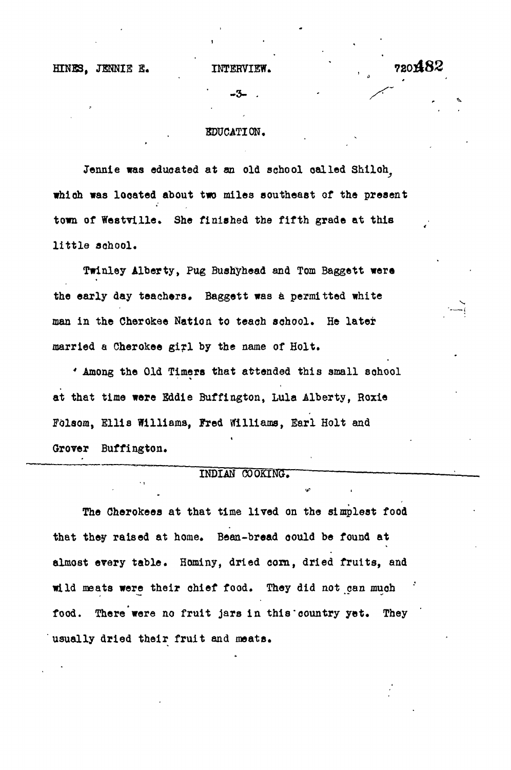## EDUCATION.

Jennie was educated at an old school called Shiloh, which was located about two miles southeast of the present town of Westville. She finished the fifth grade at this little school.

Twinley Alberty, Pug Bushyhead and Tom Baggett were the early day teachers. Baggett was a permitted white man in the Cherokee Nation to teach school. He later married a Cherokee girl by the name of Holt.

Among the Old Timers that attended this small school at that time were Eddie Buffington, Lula Alberty, Roxie Folsom, Ellis Williams, Fred Williams, Earl Holt and Grover Buffington.

## INDIAN COOKING.

The Cherokees at that time lived on the simplest food that they raised at home. Bean-bread could be found at almost every table. Hominy, dried corn, dried fruits, and wild meats were their chief food. They did not can much food. There were no fruit jars in this country yet. They usually dried their fruit and meats.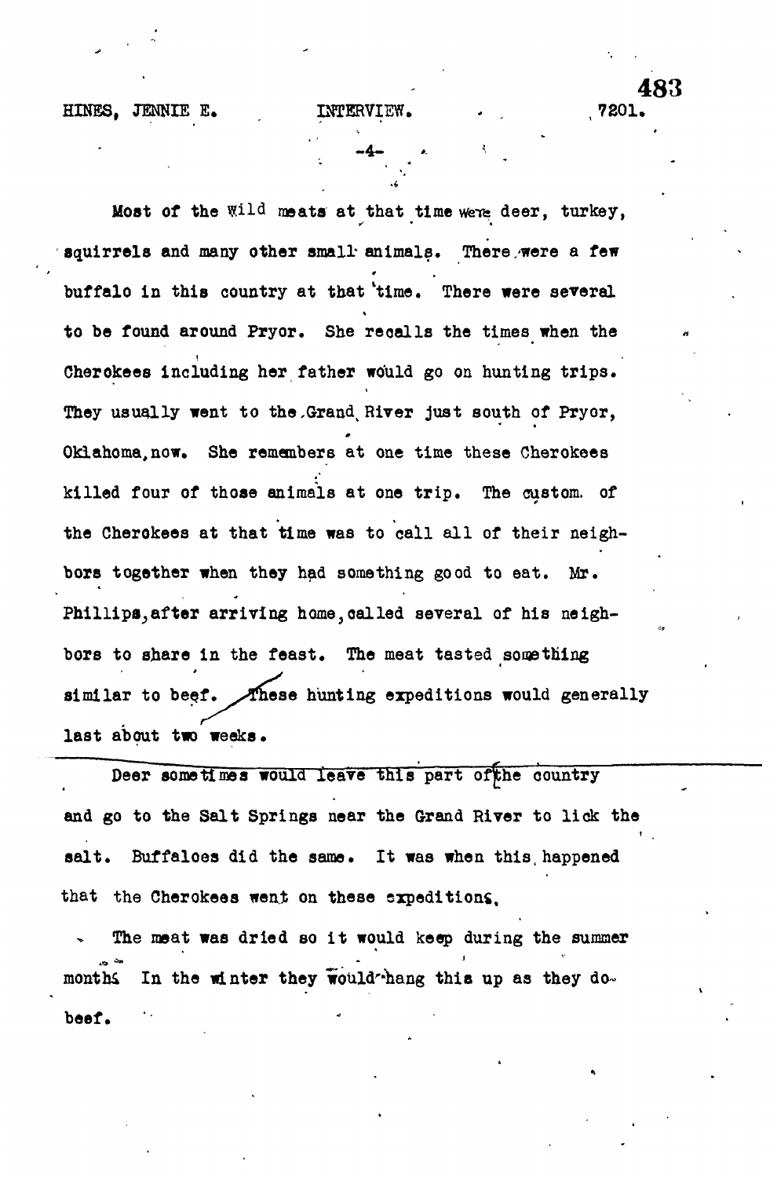Most of the wild meats at that time were deer, turkey, squirrels and many other small animals. There were a few buffalo in this country at that time. There were several to be found around Pryor. She recalls the times when the Cherokees including her father would go on hunting trips. They usually went to the Grand River just south of Pryor, Oklahoma, now. She remembers at one time these Cherokees killed four of those animals at one trip. The custom of the Cherokees at that time was to call all of their neighbors together when they had something good to eat. Mr. Phillips, after arriving home, called several of his neighbors to share in the feast. The meat tasted something similar to beef. These hunting expeditions would generally last about two weeks.

Deer sometimes would leave this part of the country and go to the Salt Springs near the Grand River to lick the salt. Buffaloes did the same. It was when this happened that the Cherokees went on these expeditions.

The meat was dried so it would keep during the summer months. In the winter they would hang this up as they do beef.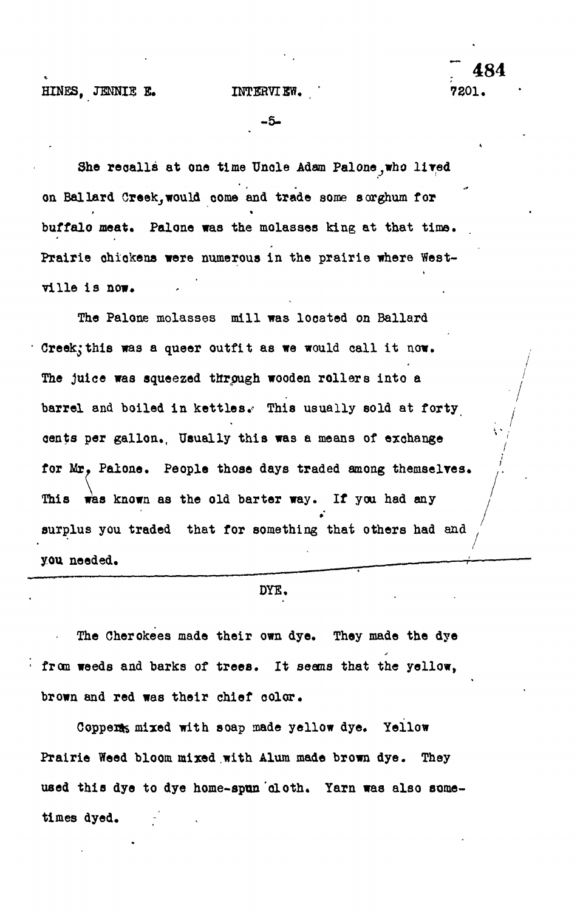She recalls at one time Uncle Adam Palone, who lived on Ballard Creek, would come and trade some sorghum for buffalo meat. Palone was the molasses king at that time. Prairie chickens were numerous in the prairie where Westville is now.

The Palone molasses mill was located on Ballard Creek; this was a queer outfit as we would call it now. The juice was squeezed through wooden rollers into a barrel and boiled in kettles. This usually sold at forty cents per gallon. Usually this was a means of exchange for Mr. Palone. People those days traded among themselves. This was known as the old barter way. If you had any surplus you traded that for something that others had and you needed.

## DYE.

The Cherokees made their own dye. They made the dye from weeds and barks of trees. It seems that the yellow, brown and red was their chief color.

Copperas mixed with soap made yellow dye. Yellow Prairie Weed bloom mixed with Alum made brown dye. They used this dye to dye home-spun cloth. Yarn was also sometimes dyed.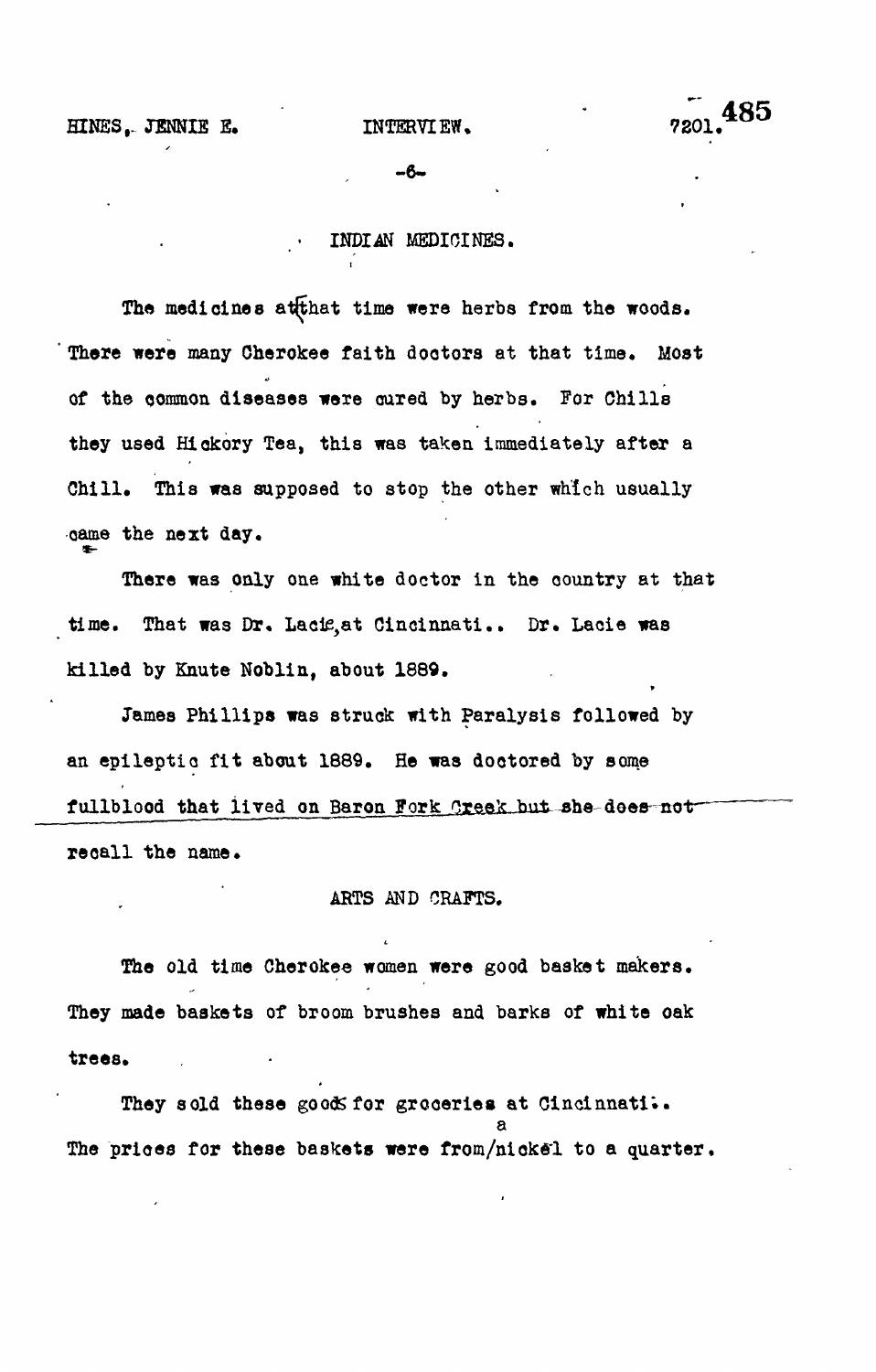## INDIAN MEDICINES.

The medicines at that time were herbs from the woods. There were many Cherokee faith doctors at that time. Most of the common diseases were cured by herbs. For Chills they used Hickory Tea, this was taken immediately after a Chill. This was supposed to stop the other which usually came the next day.

There was only one white doctor in the country at that time. That was Dr. Lacie, at Cincinnati.. Dr. Lacie was killed by Knute Noblin, about 1889.

James Phillips was struck with Paralysis followed by an epileptic fit about 1889. He was doctored by some fullblood that lived on Baron Fork Creek but she does not recall the name.

## ARTS AND CRAFTS.

The old time Cherokee women were good basket makers. They made baskets of broom brushes and barks of white oak trees.

They sold these goods for groceries at Cincinnati. The prices for these baskets were from a nickel to a quarter.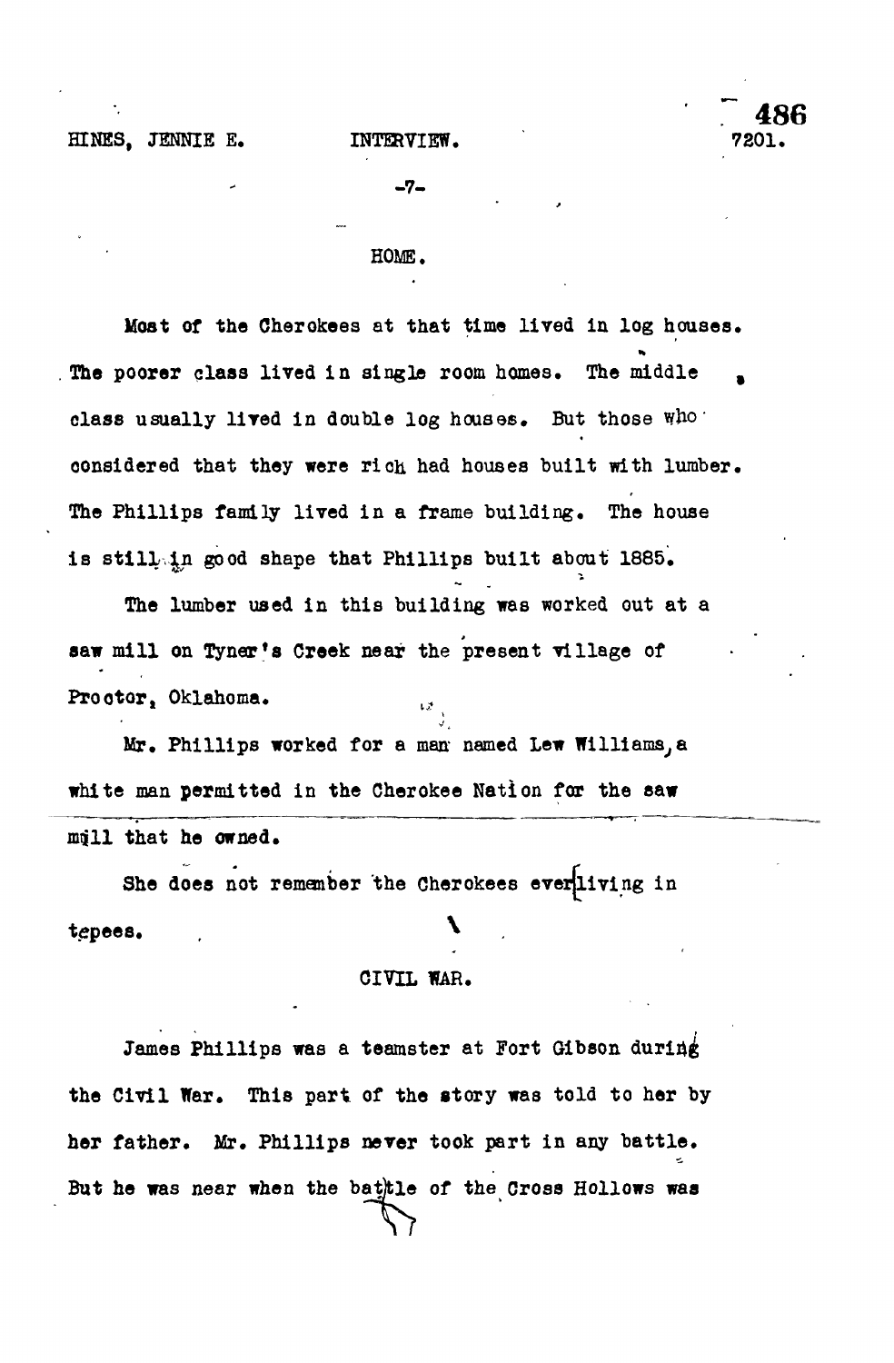## HOME.

Most of the Cherokees at that time lived in log houses. The poorer class lived in single room homes. The middle class usually lived in double log houses. But those who considered that they were rich had houses built with lumber. The Phillips family lived in a frame building. The house is still in good shape that Phillips built about 1885.

The lumber used in this building was worked out at a saw mill on Tyner's Creek near the present village of Proctor, Oklahoma.

Mr. Phillips worked for a man named Lew Williams, a white man permitted in the Cherokee Nation for the saw mill that he owned.

She does not remember the Cherokees ever living in tepees.

## CIVIL WAR.

James Phillips was a teamster at Fort Gibson during the Civil War. This part of the story was told to her by her father. Mr. Phillips never took part in any battle. But he was near when the battle of the Cross Hollows was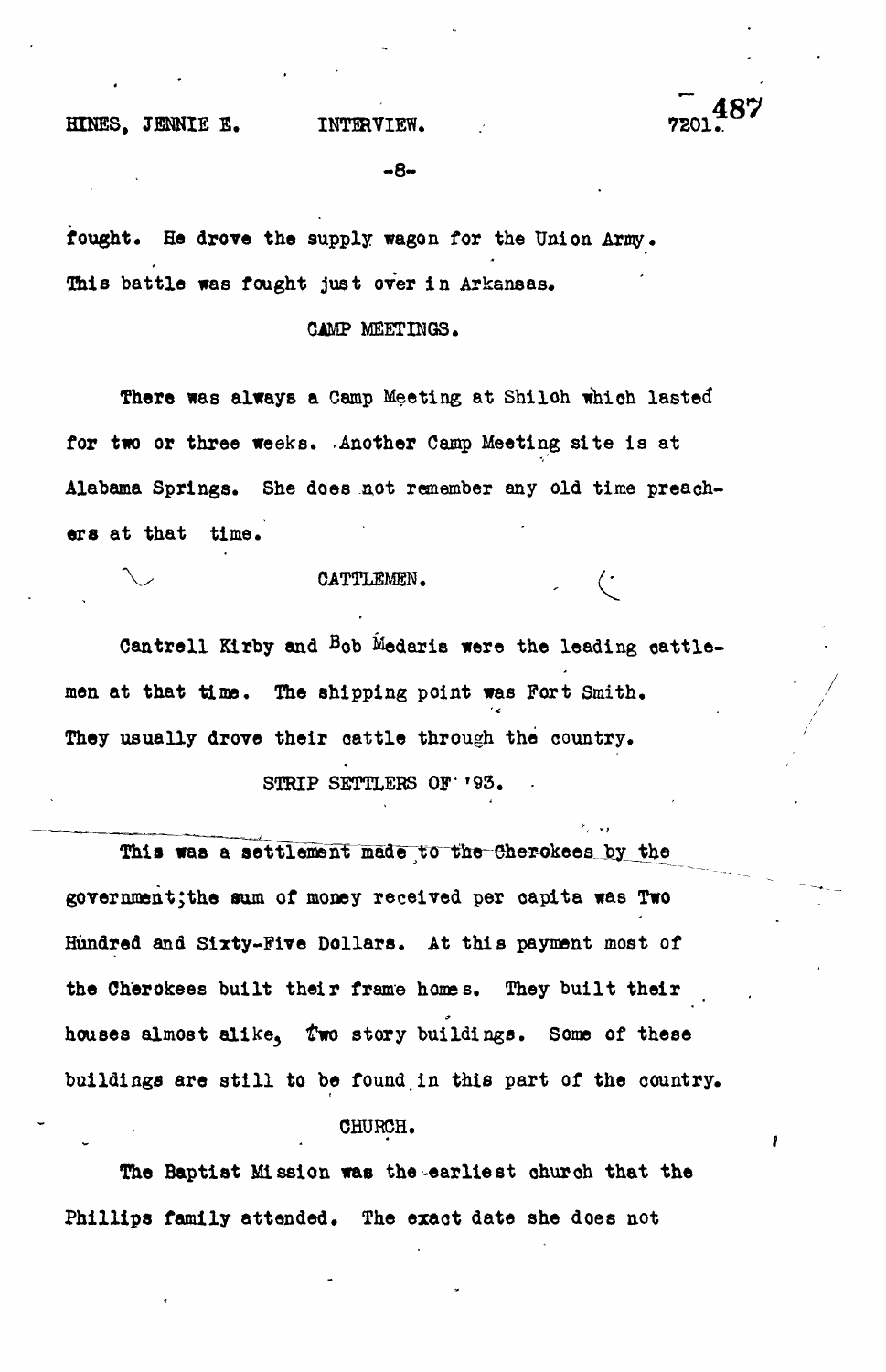fought. He drove the supply wagon for the Union Army. This battle was fought just over in Arkansas.

## CAMP MEETINGS.

There was always a Camp Meeting at Shiloh which lasted for two or three weeks. Another Camp Meeting site is at Alabama Springs. She does not remember any old time preachers at that time.

## CATTLEMEN.

Cantrell Kirby and Bob Medaris were the leading cattlemen at that time. The shipping point was Fort Smith. They usually drove their cattle through the country.

## STRIP SETTLERS OF '93.

This was a settlement made to the Cherokees by the government;the sum of money received per capita was Two Hundred and Sixty-Five Dollars. At this payment most of the Cherokees built their frame homes. They built their houses almost alike, two story buildings. Some of these buildings are still to be found in this part of the country.

## CHURCH.

The Baptist Mission was the earliest church that the Phillips family attended. The exact date she does not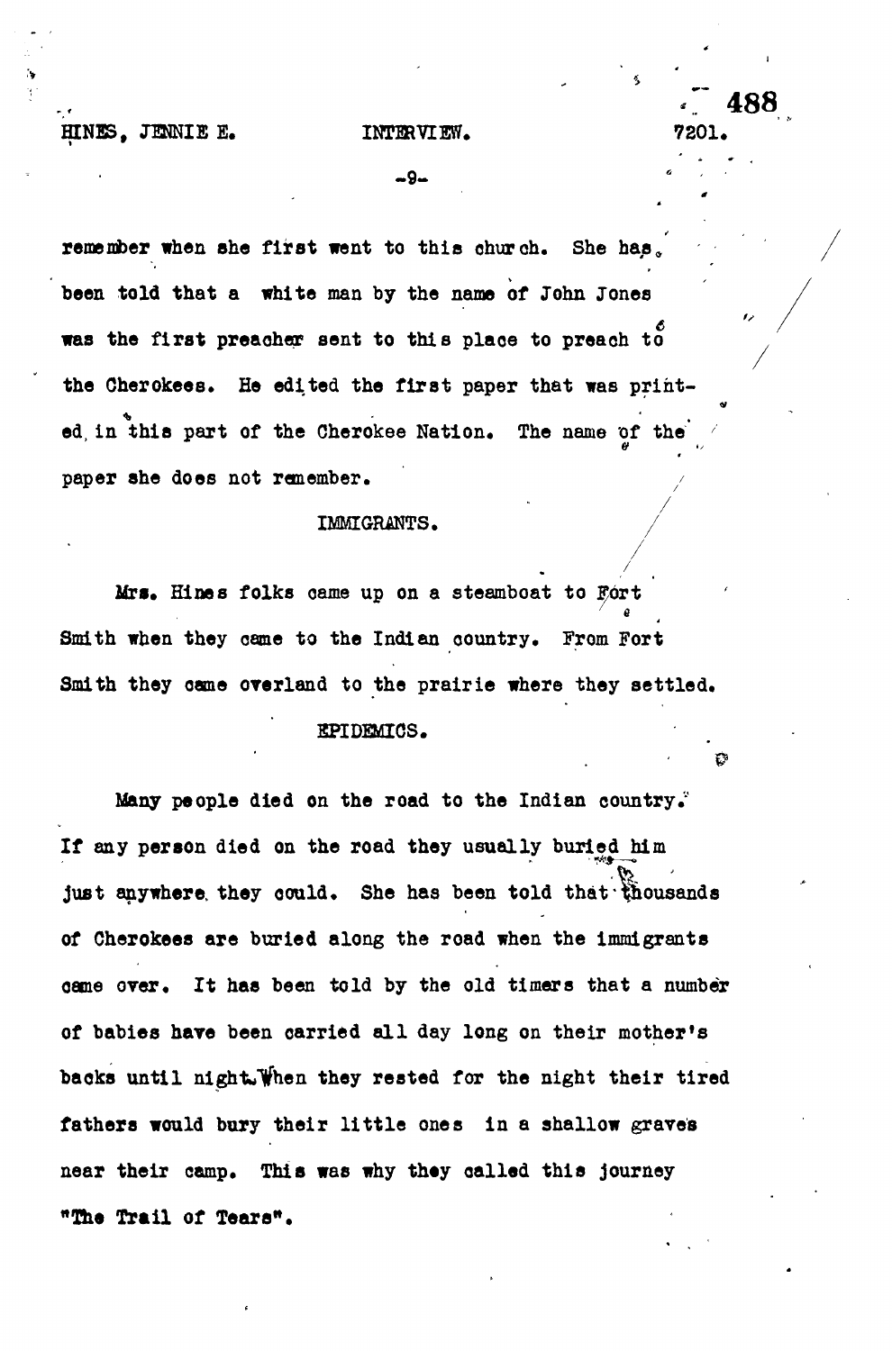remember when she first went to this church. She has been told that a white man by the name of John Jones was the first preacher sent to this place to preach to the Cherokees. He edited the first paper that was printed in this part of the Cherokee Nation. The name of the paper she does not remember.

## IMMIGRANTS.

Mrs. Hines folks came up on a steamboat to Fort Smith when they came to the Indian country. From Fort Smith they came overland to the prairie where they settled.

## EPIDEMICS.

Many people died on the road to the Indian country. If any person died on the road they usually buried him just anywhere they could. She has been told that thousands of Cherokees are buried along the road when the immigrants came over. It has been told by the old timers that a number of babies have been carried all day long on their mother's backs until night. When they rested for the night their tired fathers would bury their little ones in a shallow graves near their camp. This was why they called this journey "The Trail of Tears".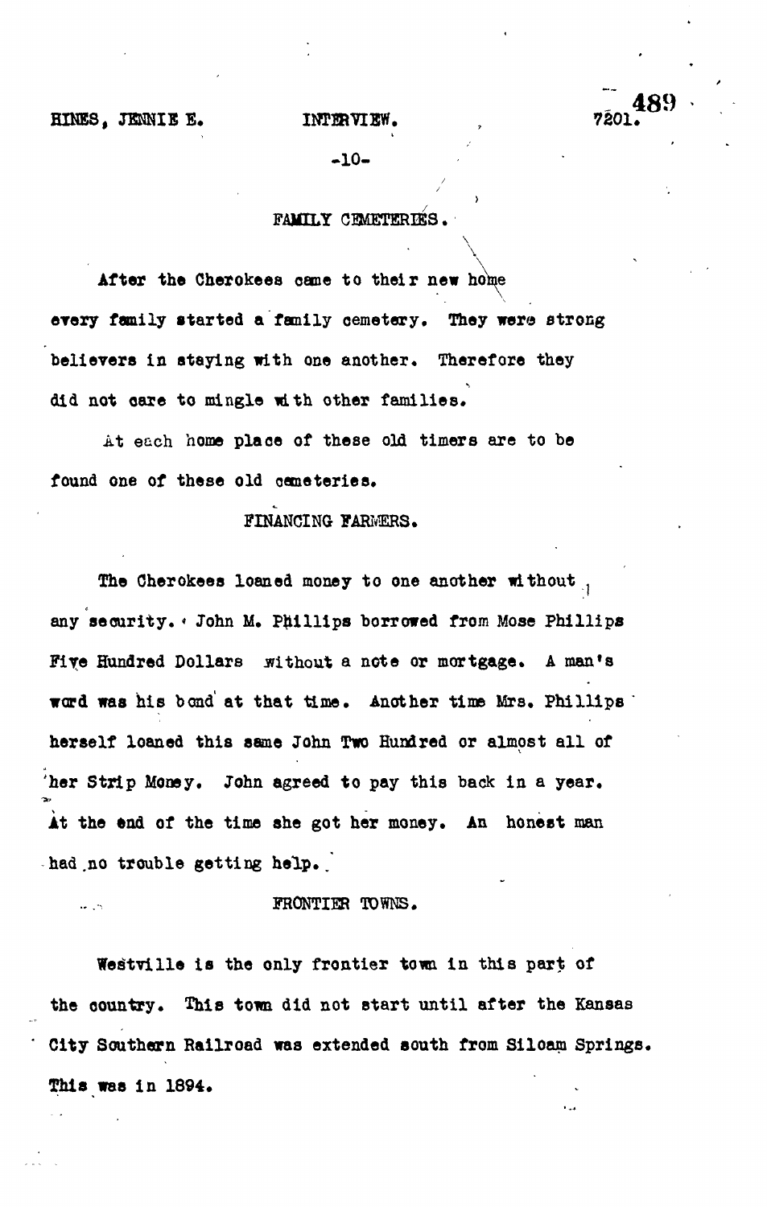## FAMILY CEMETERIES.

After the Cherokees came to their new home every family started a family cemetery. They were strong believers in staying with one another. Therefore they did not care to mingle with other families.

At each home place of these old timers are to be found one of these old cemeteries.

## FINANCING FARMERS.

The Cherokees loaned money to one another without any security. John M. Phillips borrowed from Mose Phillips Five Hundred Dollars without a note or mortgage. A man's word was his bond at that time. Another time Mrs. Phillips herself loaned this same John Two Hundred or almost all of her Strip Money. John agreed to pay this back in a year. At the end of the time she got her money. An honest man had no trouble getting help.

## FRONTIER TOWNS.

Westville is the only frontier town in this part of the country. This town did not start until after the Kansas City Southern Railroad was extended south from Siloam Springs. This was in 1894.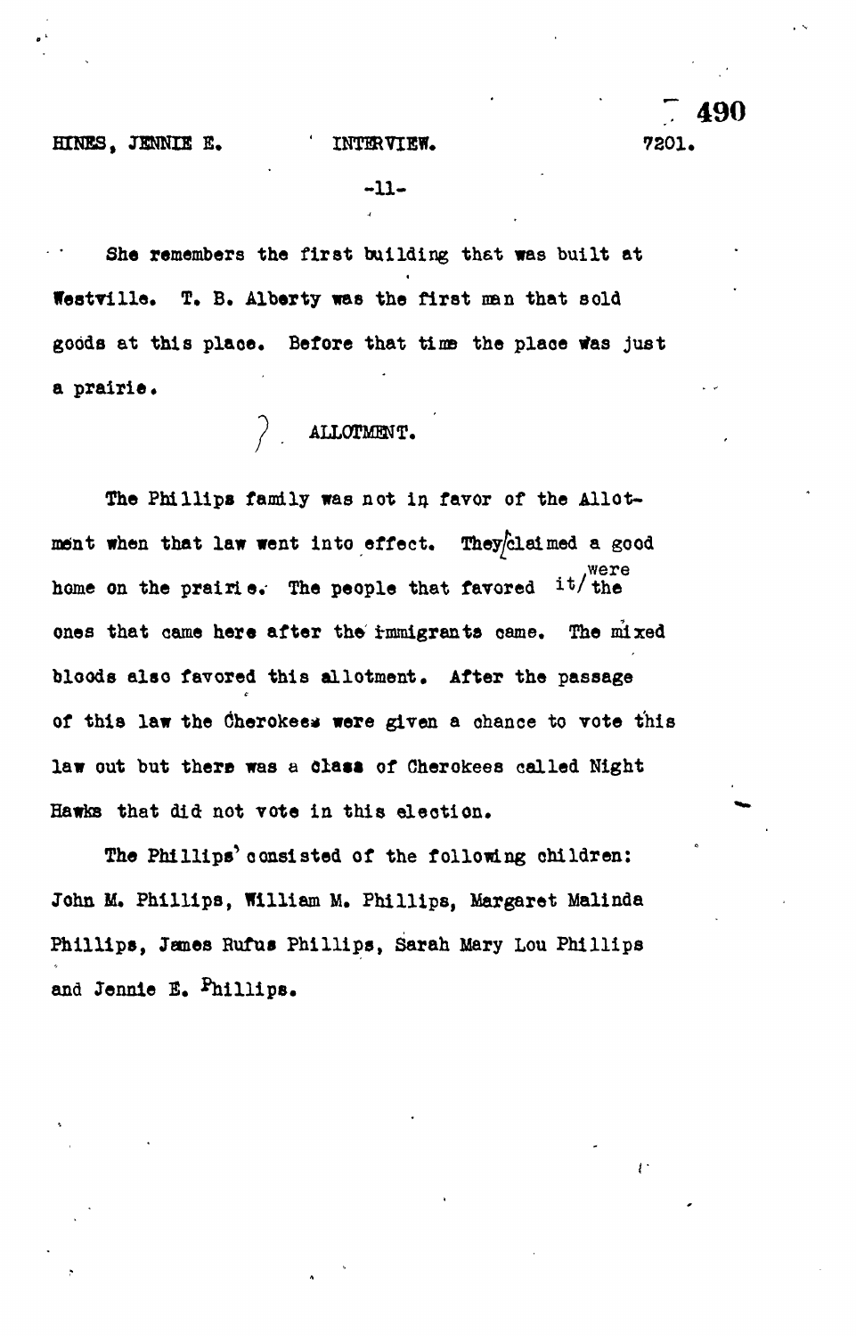She remembers the first building that was built at Westville. T. B. Alberty was the first man that sold goods at this place. Before that time the place was just a prairie.

## ALLOTMENT.

The Phillips family was not in favor of the Allotment when that law went into effect. They claimed a good home on the prairie. The people that favored it were the ones that came here after the immigrants came. The mixed bloods also favored this allotment. After the passage of this law the Cherokees were given a chance to vote this law out but there was a class of Cherokees called Night Hawks that did not vote in this election.

The Phillips' consisted of the following children: John M. Phillips, William M. Phillips, Margaret Malinda Phillips, James Rufus Phillips, Sarah Mary Lou Phillips and Jennie E. Phillips.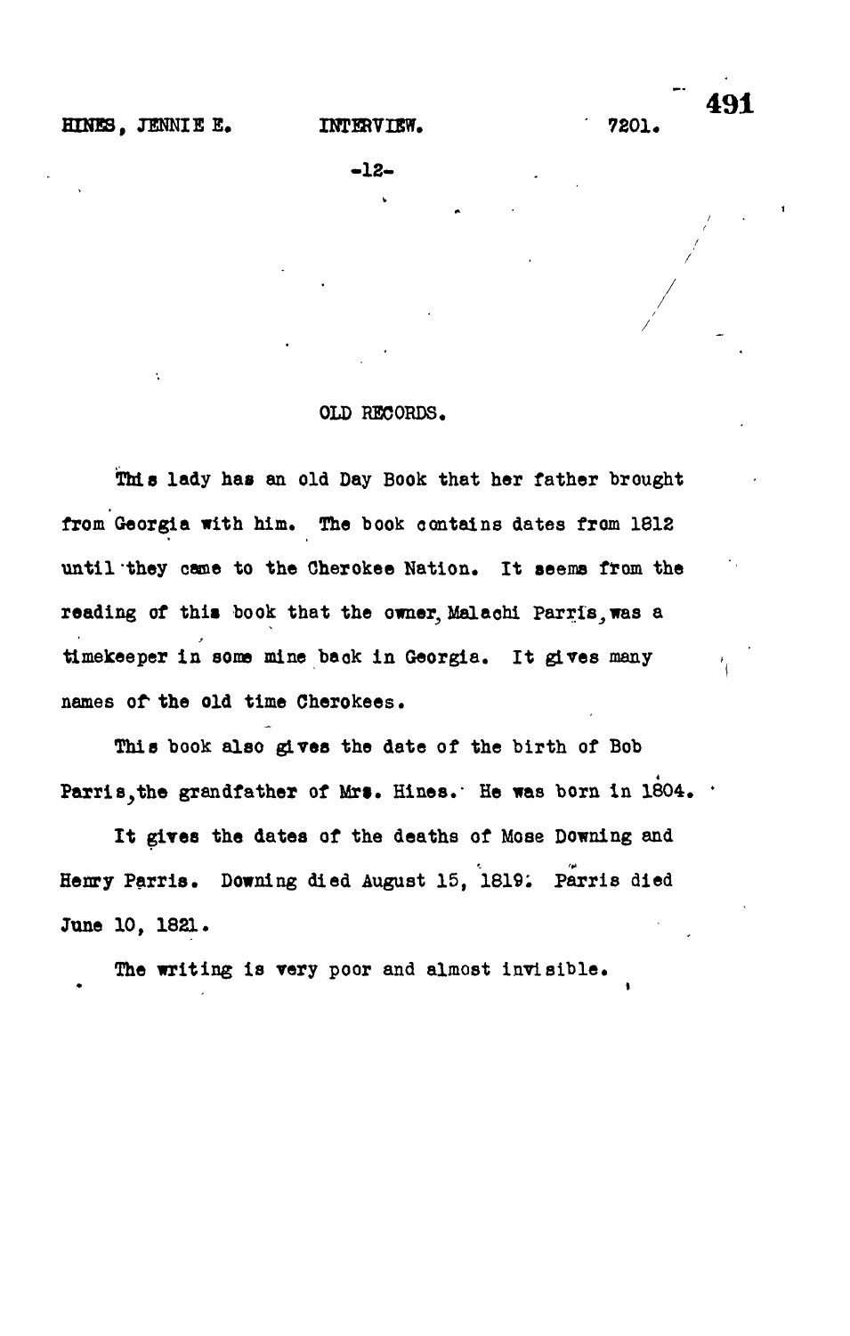## OLD RECORDS.

This lady has an old Day Book that her father brought from Georgia with him. The book contains dates from 1812 until they came to the Cherokee Nation. It seems from the reading of this book that the owner, Malachi Parris, was a timekeeper in some mine back in Georgia. It gives many names of the old time Cherokees.

This book also gives the date of the birth of Bob Parris, the grandfather of Mrs. Hines. He was born in 1804.

It gives the dates of the deaths of Mose Downing and Henry Parris. Downing died August 15, 1819. Parris died June 10, 1821.

The writing is very poor and almost invisible.